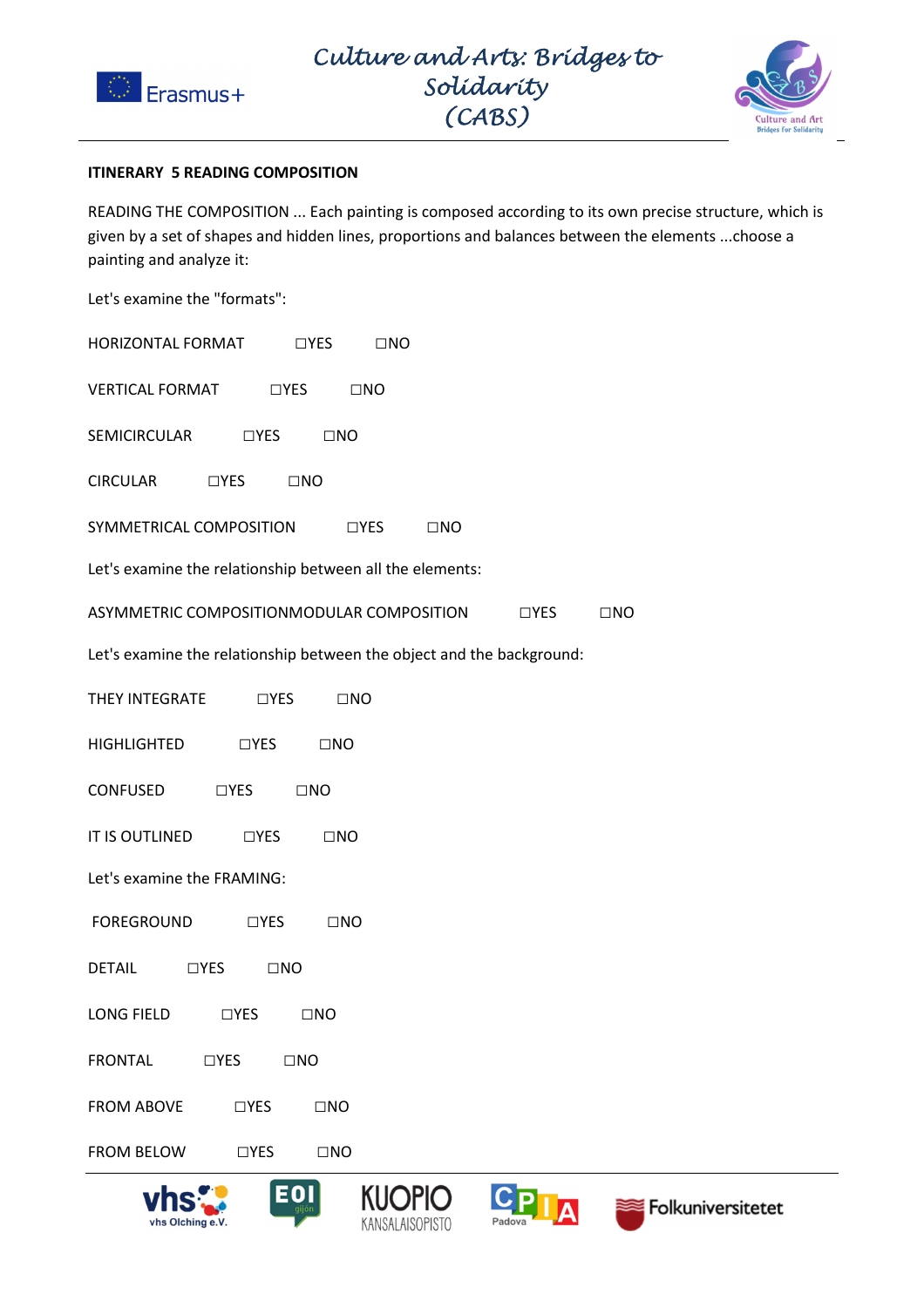**ITINERARY 5 READING COMPOSITION**

READING THE COMPOSITION ... Each painting is composed according to its own precise structure, which is given by a set of shapes and hidden lines, proportions and balances between the elements ...choose a painting and analyze it:

Let's examine the "formats":

HORIZONTAL FORMAT ☐YES ☐NO

VERTICAL FORMAT ☐YES ☐NO

SEMICIRCULAR ☐YES ☐NO

CIRCULAR ☐YES ☐NO

SYMMETRICAL COMPOSITION ☐YES ☐NO

Let's examine the relationship between all the elements:

ASYMMETRIC COMPOSITIONMODULAR COMPOSITION ☐YES ☐NO

Let's examine the relationship between the object and the background:

THEY INTEGRATE ☐YES ☐NO

HIGHLIGHTED ☐YES ☐NO

CONFUSED ☐YES ☐NO

IT IS OUTLINED ☐YES ☐NO

Let's examine the FRAMING:

FOREGROUND ☐YES ☐NO

DETAIL ☐YES ☐NO

LONG FIELD ☐YES ☐NO

FRONTAL ☐YES ☐NO

FROM ABOVE ☐YES ☐NO

FROM BELOW ☐YES ☐NO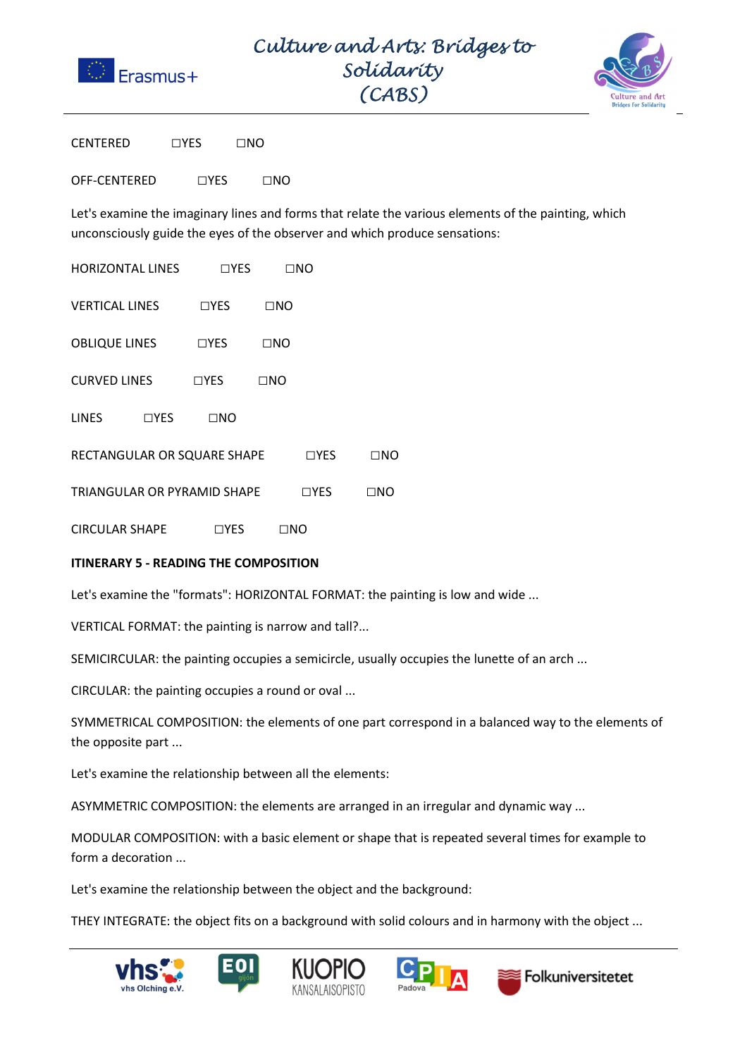CENTERED ☐YES ☐NO

OFF-CENTERED ☐YES ☐NO

Let's examine the imaginary lines and forms that relate the various elements of the painting, which unconsciously guide the eyes of the observer and which produce sensations:

HORIZONTAL LINES ☐YES ☐NO

VERTICAL LINES ☐YES ☐NO

OBLIQUE LINES ☐YES ☐NO

CURVED LINES ☐YES ☐NO

LINES ☐YES ☐NO

RECTANGULAR OR SQUARE SHAPE ☐YES ☐NO

TRIANGULAR OR PYRAMID SHAPE ☐YES ☐NO

CIRCULAR SHAPE ☐YES ☐NO

**ITINERARY 5 - READING THE COMPOSITION**

Let's examine the "formats": HORIZONTAL FORMAT: the painting is low and wide ...

VERTICAL FORMAT: the painting is narrow and tall?...

SEMICIRCULAR: the painting occupies a semicircle, usually occupies the lunette of an arch ...

CIRCULAR: the painting occupies a round or oval ...

SYMMETRICAL COMPOSITION: the elements of one part correspond in a balanced way to the elements of the opposite part ...

Let's examine the relationship between all the elements:

ASYMMETRIC COMPOSITION: the elements are arranged in an irregular and dynamic way ...

MODULAR COMPOSITION: with a basic element or shape that is repeated several times for example to form a decoration ...

Let's examine the relationship between the object and the background:

THEY INTEGRATE: the object fits on a background with solid colours and in harmony with the object ...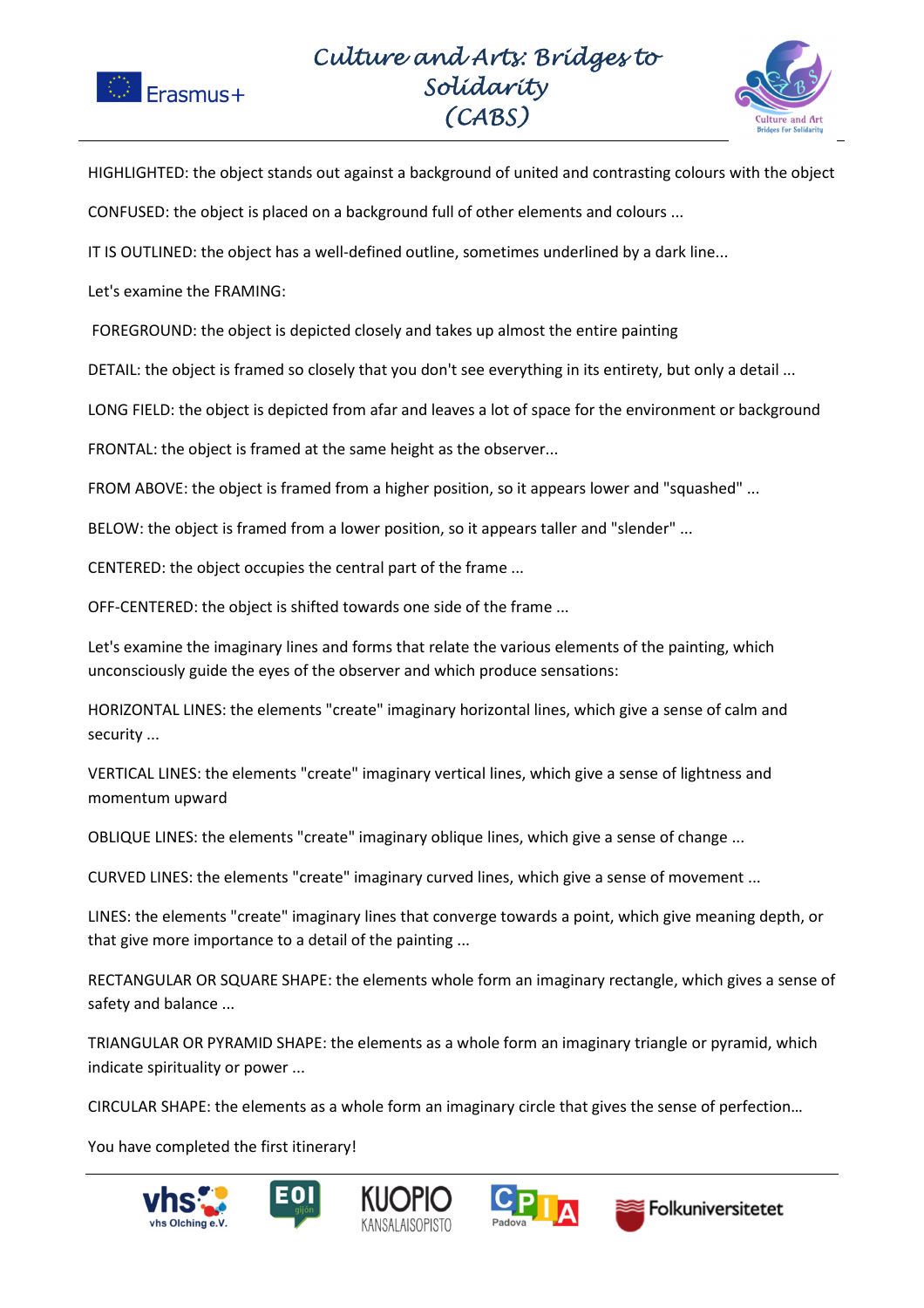HIGHLIGHTED: the object stands out against a background of united and contrasting colours with the object

CONFUSED: the object is placed on a background full of other elements and colours ...

IT IS OUTLINED: the object has a well-defined outline, sometimes underlined by a dark line...

Let's examine the FRAMING:

FOREGROUND: the object is depicted closely and takes up almost the entire painting

DETAIL: the object is framed so closely that you don't see everything in its entirety, but only a detail ...

LONG FIELD: the object is depicted from afar and leaves a lot of space for the environment or background

FRONTAL: the object is framed at the same height as the observer...

FROM ABOVE: the object is framed from a higher position, so it appears lower and "squashed" ...

BELOW: the object is framed from a lower position, so it appears taller and "slender" ...

CENTERED: the object occupies the central part of the frame ...

OFF-CENTERED: the object is shifted towards one side of the frame ...

Let's examine the imaginary lines and forms that relate the various elements of the painting, which unconsciously guide the eyes of the observer and which produce sensations:

HORIZONTAL LINES: the elements "create" imaginary horizontal lines, which give a sense of calm and security ...

VERTICAL LINES: the elements "create" imaginary vertical lines, which give a sense of lightness and momentum upward

OBLIQUE LINES: the elements "create" imaginary oblique lines, which give a sense of change ...

CURVED LINES: the elements "create" imaginary curved lines, which give a sense of movement ...

LINES: the elements "create" imaginary lines that converge towards a point, which give meaning depth, or that give more importance to a detail of the painting ...

RECTANGULAR OR SQUARE SHAPE: the elements whole form an imaginary rectangle, which gives a sense of safety and balance ...

TRIANGULAR OR PYRAMID SHAPE: the elements as a whole form an imaginary triangle or pyramid, which indicate spirituality or power ...

CIRCULAR SHAPE: the elements as a whole form an imaginary circle that gives the sense of perfection…

You have completed the first itinerary!